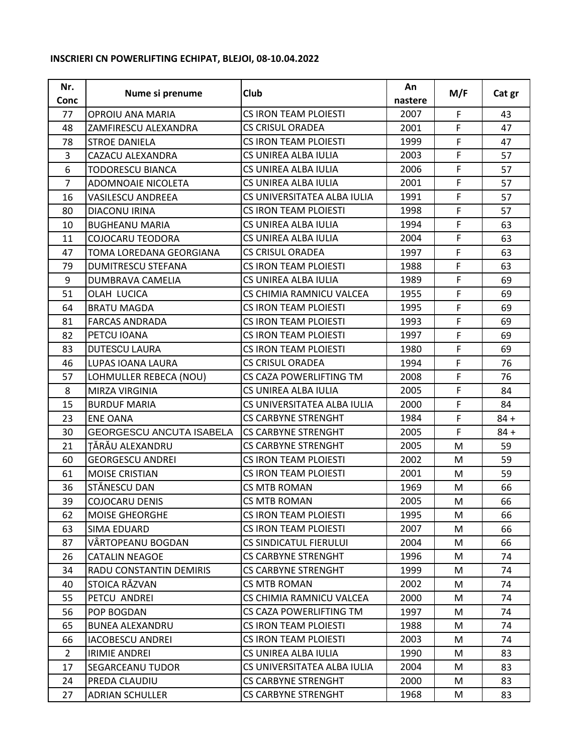**INSCRIERI CN POWERLIFTING ECHIPAT, BLEJOI, 08-10.04.2022**

| Nr. Conc | Nume si prenume | Club | An nastere | M/F | Cat gr |
|---|---|---|---|---|---|
| 77 | OPROIU ANA MARIA | CS IRON TEAM PLOIESTI | 2007 | F | 43 |
| 48 | ZAMFIRESCU ALEXANDRA | CS CRISUL ORADEA | 2001 | F | 47 |
| 78 | STROE DANIELA | CS IRON TEAM PLOIESTI | 1999 | F | 47 |
| 3 | CAZACU ALEXANDRA | CS UNIREA ALBA IULIA | 2003 | F | 57 |
| 6 | TODORESCU BIANCA | CS UNIREA ALBA IULIA | 2006 | F | 57 |
| 7 | ADOMNOAIE NICOLETA | CS UNIREA ALBA IULIA | 2001 | F | 57 |
| 16 | VASILESCU ANDREEA | CS UNIVERSITATEA ALBA IULIA | 1991 | F | 57 |
| 80 | DIACONU IRINA | CS IRON TEAM PLOIESTI | 1998 | F | 57 |
| 10 | BUGHEANU MARIA | CS UNIREA ALBA IULIA | 1994 | F | 63 |
| 11 | COJOCARU TEODORA | CS UNIREA ALBA IULIA | 2004 | F | 63 |
| 47 | TOMA LOREDANA GEORGIANA | CS CRISUL ORADEA | 1997 | F | 63 |
| 79 | DUMITRESCU STEFANA | CS IRON TEAM PLOIESTI | 1988 | F | 63 |
| 9 | DUMBRAVA CAMELIA | CS UNIREA ALBA IULIA | 1989 | F | 69 |
| 51 | OLAH LUCICA | CS CHIMIA RAMNICU VALCEA | 1955 | F | 69 |
| 64 | BRATU MAGDA | CS IRON TEAM PLOIESTI | 1995 | F | 69 |
| 81 | FARCAS ANDRADA | CS IRON TEAM PLOIESTI | 1993 | F | 69 |
| 82 | PETCU IOANA | CS IRON TEAM PLOIESTI | 1997 | F | 69 |
| 83 | DUTESCU LAURA | CS IRON TEAM PLOIESTI | 1980 | F | 69 |
| 46 | LUPAS IOANA LAURA | CS CRISUL ORADEA | 1994 | F | 76 |
| 57 | LOHMULLER REBECA (NOU) | CS CAZA POWERLIFTING TM | 2008 | F | 76 |
| 8 | MIRZA VIRGINIA | CS UNIREA ALBA IULIA | 2005 | F | 84 |
| 15 | BURDUF MARIA | CS UNIVERSITATEA ALBA IULIA | 2000 | F | 84 |
| 23 | ENE OANA | CS CARBYNE STRENGHT | 1984 | F | 84 + |
| 30 | GEORGESCU ANCUTA ISABELA | CS CARBYNE STRENGHT | 2005 | F | 84 + |
| 21 | ȚĂRĂU ALEXANDRU | CS CARBYNE STRENGHT | 2005 | M | 59 |
| 60 | GEORGESCU ANDREI | CS IRON TEAM PLOIESTI | 2002 | M | 59 |
| 61 | MOISE CRISTIAN | CS IRON TEAM PLOIESTI | 2001 | M | 59 |
| 36 | STĂNESCU DAN | CS MTB ROMAN | 1969 | M | 66 |
| 39 | COJOCARU DENIS | CS MTB ROMAN | 2005 | M | 66 |
| 62 | MOISE GHEORGHE | CS IRON TEAM PLOIESTI | 1995 | M | 66 |
| 63 | SIMA EDUARD | CS IRON TEAM PLOIESTI | 2007 | M | 66 |
| 87 | VÂRTOPEANU BOGDAN | CS SINDICATUL FIERULUI | 2004 | M | 66 |
| 26 | CATALIN NEAGOE | CS CARBYNE STRENGHT | 1996 | M | 74 |
| 34 | RADU CONSTANTIN DEMIRIS | CS CARBYNE STRENGHT | 1999 | M | 74 |
| 40 | STOICA RĂZVAN | CS MTB ROMAN | 2002 | M | 74 |
| 55 | PETCU ANDREI | CS CHIMIA RAMNICU VALCEA | 2000 | M | 74 |
| 56 | POP BOGDAN | CS CAZA POWERLIFTING TM | 1997 | M | 74 |
| 65 | BUNEA ALEXANDRU | CS IRON TEAM PLOIESTI | 1988 | M | 74 |
| 66 | IACOBESCU ANDREI | CS IRON TEAM PLOIESTI | 2003 | M | 74 |
| 2 | IRIMIE ANDREI | CS UNIREA ALBA IULIA | 1990 | M | 83 |
| 17 | SEGARCEANU TUDOR | CS UNIVERSITATEA ALBA IULIA | 2004 | M | 83 |
| 24 | PREDA CLAUDIU | CS CARBYNE STRENGHT | 2000 | M | 83 |
| 27 | ADRIAN SCHULLER | CS CARBYNE STRENGHT | 1968 | M | 83 |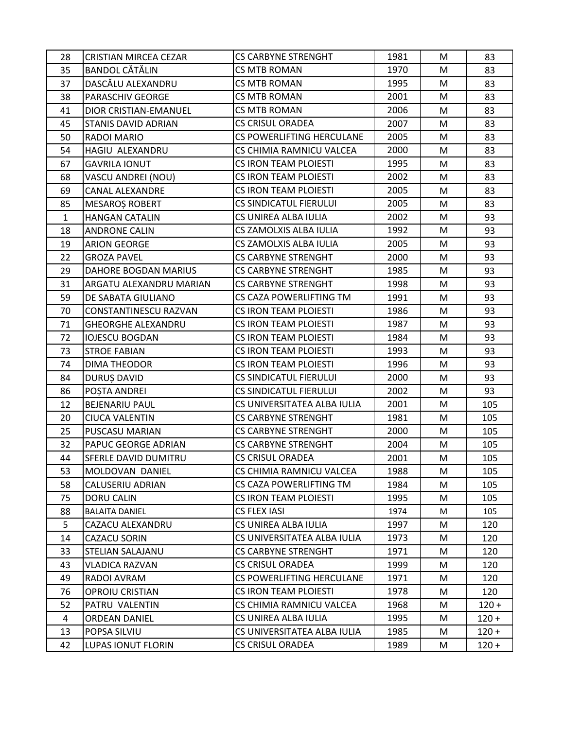| | | | | | |
|---|---|---|---|---|---|
| 28 | CRISTIAN MIRCEA CEZAR | CS CARBYNE STRENGHT | 1981 | M | 83 |
| 35 | BANDOL CĂTĂLIN | CS MTB ROMAN | 1970 | M | 83 |
| 37 | DASCĂLU ALEXANDRU | CS MTB ROMAN | 1995 | M | 83 |
| 38 | PARASCHIV GEORGE | CS MTB ROMAN | 2001 | M | 83 |
| 41 | DIOR CRISTIAN-EMANUEL | CS MTB ROMAN | 2006 | M | 83 |
| 45 | STANIS DAVID ADRIAN | CS CRISUL ORADEA | 2007 | M | 83 |
| 50 | RADOI MARIO | CS POWERLIFTING HERCULANE | 2005 | M | 83 |
| 54 | HAGIU ALEXANDRU | CS CHIMIA RAMNICU VALCEA | 2000 | M | 83 |
| 67 | GAVRILA IONUT | CS IRON TEAM PLOIESTI | 1995 | M | 83 |
| 68 | VASCU ANDREI (NOU) | CS IRON TEAM PLOIESTI | 2002 | M | 83 |
| 69 | CANAL ALEXANDRE | CS IRON TEAM PLOIESTI | 2005 | M | 83 |
| 85 | MESAROȘ ROBERT | CS SINDICATUL FIERULUI | 2005 | M | 83 |
| 1 | HANGAN CATALIN | CS UNIREA ALBA IULIA | 2002 | M | 93 |
| 18 | ANDRONE CALIN | CS ZAMOLXIS ALBA IULIA | 1992 | M | 93 |
| 19 | ARION GEORGE | CS ZAMOLXIS ALBA IULIA | 2005 | M | 93 |
| 22 | GROZA PAVEL | CS CARBYNE STRENGHT | 2000 | M | 93 |
| 29 | DAHORE BOGDAN MARIUS | CS CARBYNE STRENGHT | 1985 | M | 93 |
| 31 | ARGATU ALEXANDRU MARIAN | CS CARBYNE STRENGHT | 1998 | M | 93 |
| 59 | DE SABATA GIULIANO | CS CAZA POWERLIFTING TM | 1991 | M | 93 |
| 70 | CONSTANTINESCU RAZVAN | CS IRON TEAM PLOIESTI | 1986 | M | 93 |
| 71 | GHEORGHE ALEXANDRU | CS IRON TEAM PLOIESTI | 1987 | M | 93 |
| 72 | IOJESCU BOGDAN | CS IRON TEAM PLOIESTI | 1984 | M | 93 |
| 73 | STROE FABIAN | CS IRON TEAM PLOIESTI | 1993 | M | 93 |
| 74 | DIMA THEODOR | CS IRON TEAM PLOIESTI | 1996 | M | 93 |
| 84 | DURUȘ DAVID | CS SINDICATUL FIERULUI | 2000 | M | 93 |
| 86 | POȘTA ANDREI | CS SINDICATUL FIERULUI | 2002 | M | 93 |
| 12 | BEJENARIU PAUL | CS UNIVERSITATEA ALBA IULIA | 2001 | M | 105 |
| 20 | CIUCA VALENTIN | CS CARBYNE STRENGHT | 1981 | M | 105 |
| 25 | PUSCASU MARIAN | CS CARBYNE STRENGHT | 2000 | M | 105 |
| 32 | PAPUC GEORGE ADRIAN | CS CARBYNE STRENGHT | 2004 | M | 105 |
| 44 | SFERLE DAVID DUMITRU | CS CRISUL ORADEA | 2001 | M | 105 |
| 53 | MOLDOVAN DANIEL | CS CHIMIA RAMNICU VALCEA | 1988 | M | 105 |
| 58 | CALUSERIU ADRIAN | CS CAZA POWERLIFTING TM | 1984 | M | 105 |
| 75 | DORU CALIN | CS IRON TEAM PLOIESTI | 1995 | M | 105 |
| 88 | BALAITA DANIEL | CS FLEX IASI | 1974 | M | 105 |
| 5 | CAZACU ALEXANDRU | CS UNIREA ALBA IULIA | 1997 | M | 120 |
| 14 | CAZACU SORIN | CS UNIVERSITATEA ALBA IULIA | 1973 | M | 120 |
| 33 | STELIAN SALAJANU | CS CARBYNE STRENGHT | 1971 | M | 120 |
| 43 | VLADICA RAZVAN | CS CRISUL ORADEA | 1999 | M | 120 |
| 49 | RADOI AVRAM | CS POWERLIFTING HERCULANE | 1971 | M | 120 |
| 76 | OPROIU CRISTIAN | CS IRON TEAM PLOIESTI | 1978 | M | 120 |
| 52 | PATRU VALENTIN | CS CHIMIA RAMNICU VALCEA | 1968 | M | 120 + |
| 4 | ORDEAN DANIEL | CS UNIREA ALBA IULIA | 1995 | M | 120 + |
| 13 | POPSA SILVIU | CS UNIVERSITATEA ALBA IULIA | 1985 | M | 120 + |
| 42 | LUPAS IONUT FLORIN | CS CRISUL ORADEA | 1989 | M | 120 + |